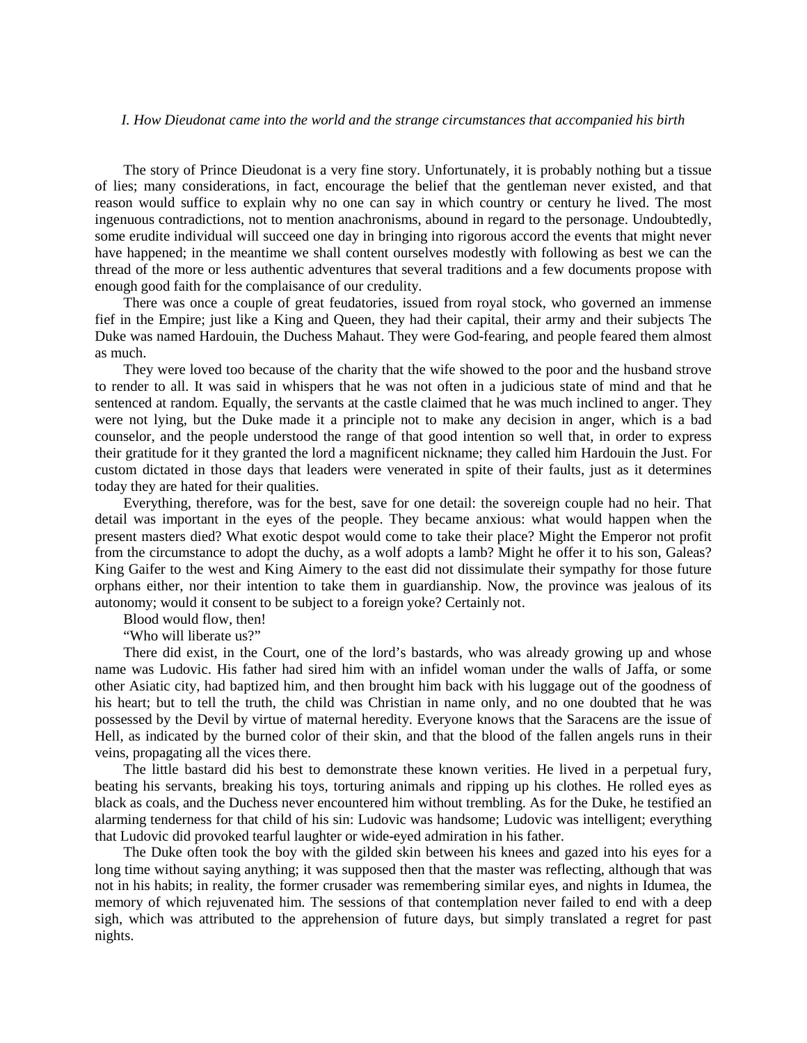## *I. How Dieudonat came into the world and the strange circumstances that accompanied his birth*

The story of Prince Dieudonat is a very fine story. Unfortunately, it is probably nothing but a tissue of lies; many considerations, in fact, encourage the belief that the gentleman never existed, and that reason would suffice to explain why no one can say in which country or century he lived. The most ingenuous contradictions, not to mention anachronisms, abound in regard to the personage. Undoubtedly, some erudite individual will succeed one day in bringing into rigorous accord the events that might never have happened; in the meantime we shall content ourselves modestly with following as best we can the thread of the more or less authentic adventures that several traditions and a few documents propose with enough good faith for the complaisance of our credulity.

There was once a couple of great feudatories, issued from royal stock, who governed an immense fief in the Empire; just like a King and Queen, they had their capital, their army and their subjects The Duke was named Hardouin, the Duchess Mahaut. They were God-fearing, and people feared them almost as much.

They were loved too because of the charity that the wife showed to the poor and the husband strove to render to all. It was said in whispers that he was not often in a judicious state of mind and that he sentenced at random. Equally, the servants at the castle claimed that he was much inclined to anger. They were not lying, but the Duke made it a principle not to make any decision in anger, which is a bad counselor, and the people understood the range of that good intention so well that, in order to express their gratitude for it they granted the lord a magnificent nickname; they called him Hardouin the Just. For custom dictated in those days that leaders were venerated in spite of their faults, just as it determines today they are hated for their qualities.

Everything, therefore, was for the best, save for one detail: the sovereign couple had no heir. That detail was important in the eyes of the people. They became anxious: what would happen when the present masters died? What exotic despot would come to take their place? Might the Emperor not profit from the circumstance to adopt the duchy, as a wolf adopts a lamb? Might he offer it to his son, Galeas? King Gaifer to the west and King Aimery to the east did not dissimulate their sympathy for those future orphans either, nor their intention to take them in guardianship. Now, the province was jealous of its autonomy; would it consent to be subject to a foreign yoke? Certainly not.

Blood would flow, then!

"Who will liberate us?"

There did exist, in the Court, one of the lord's bastards, who was already growing up and whose name was Ludovic. His father had sired him with an infidel woman under the walls of Jaffa, or some other Asiatic city, had baptized him, and then brought him back with his luggage out of the goodness of his heart; but to tell the truth, the child was Christian in name only, and no one doubted that he was possessed by the Devil by virtue of maternal heredity. Everyone knows that the Saracens are the issue of Hell, as indicated by the burned color of their skin, and that the blood of the fallen angels runs in their veins, propagating all the vices there.

The little bastard did his best to demonstrate these known verities. He lived in a perpetual fury, beating his servants, breaking his toys, torturing animals and ripping up his clothes. He rolled eyes as black as coals, and the Duchess never encountered him without trembling. As for the Duke, he testified an alarming tenderness for that child of his sin: Ludovic was handsome; Ludovic was intelligent; everything that Ludovic did provoked tearful laughter or wide-eyed admiration in his father.

The Duke often took the boy with the gilded skin between his knees and gazed into his eyes for a long time without saying anything; it was supposed then that the master was reflecting, although that was not in his habits; in reality, the former crusader was remembering similar eyes, and nights in Idumea, the memory of which rejuvenated him. The sessions of that contemplation never failed to end with a deep sigh, which was attributed to the apprehension of future days, but simply translated a regret for past nights.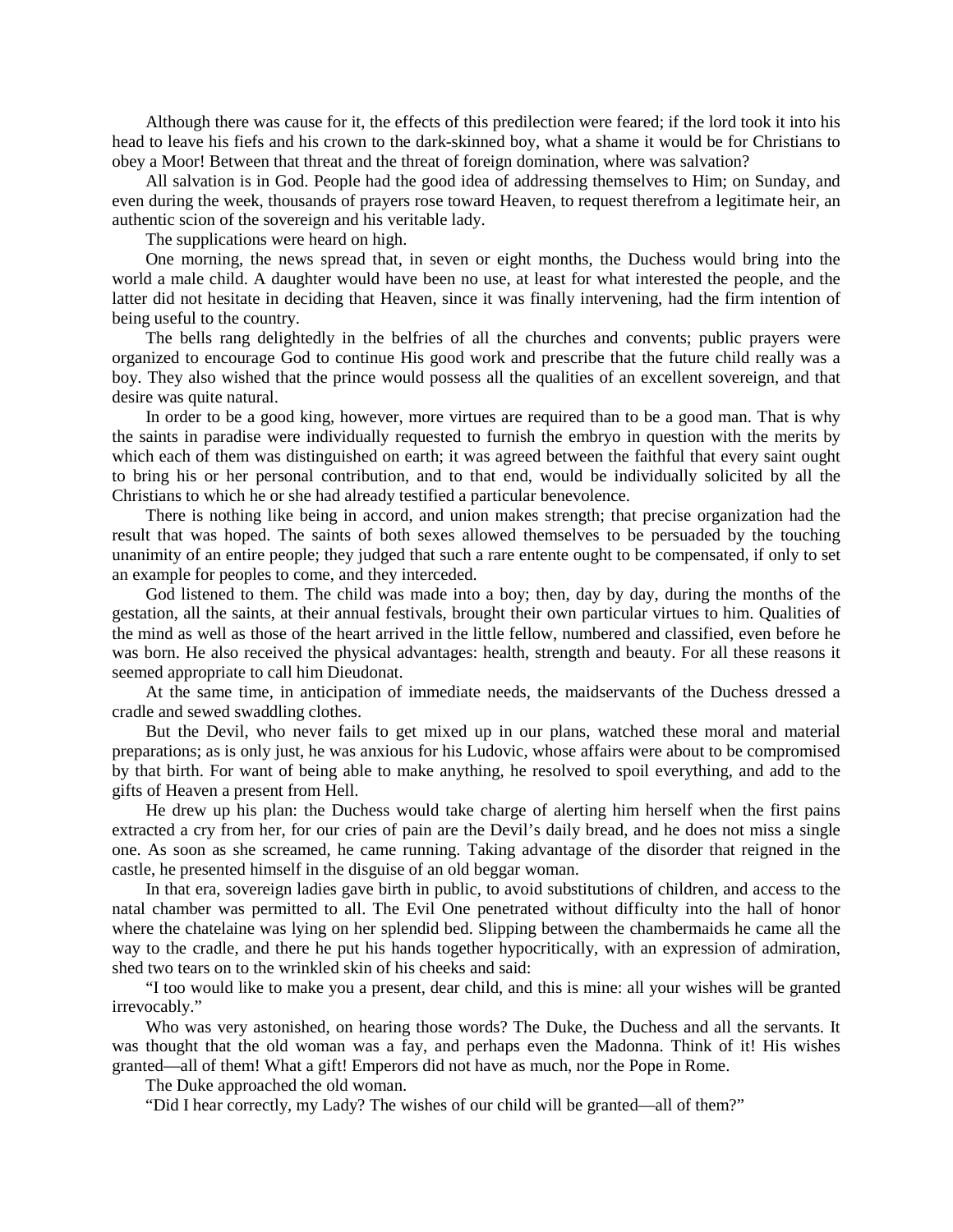Although there was cause for it, the effects of this predilection were feared; if the lord took it into his head to leave his fiefs and his crown to the dark-skinned boy, what a shame it would be for Christians to obey a Moor! Between that threat and the threat of foreign domination, where was salvation?

All salvation is in God. People had the good idea of addressing themselves to Him; on Sunday, and even during the week, thousands of prayers rose toward Heaven, to request therefrom a legitimate heir, an authentic scion of the sovereign and his veritable lady.

The supplications were heard on high.

One morning, the news spread that, in seven or eight months, the Duchess would bring into the world a male child. A daughter would have been no use, at least for what interested the people, and the latter did not hesitate in deciding that Heaven, since it was finally intervening, had the firm intention of being useful to the country.

The bells rang delightedly in the belfries of all the churches and convents; public prayers were organized to encourage God to continue His good work and prescribe that the future child really was a boy. They also wished that the prince would possess all the qualities of an excellent sovereign, and that desire was quite natural.

In order to be a good king, however, more virtues are required than to be a good man. That is why the saints in paradise were individually requested to furnish the embryo in question with the merits by which each of them was distinguished on earth; it was agreed between the faithful that every saint ought to bring his or her personal contribution, and to that end, would be individually solicited by all the Christians to which he or she had already testified a particular benevolence.

There is nothing like being in accord, and union makes strength; that precise organization had the result that was hoped. The saints of both sexes allowed themselves to be persuaded by the touching unanimity of an entire people; they judged that such a rare entente ought to be compensated, if only to set an example for peoples to come, and they interceded.

God listened to them. The child was made into a boy; then, day by day, during the months of the gestation, all the saints, at their annual festivals, brought their own particular virtues to him. Qualities of the mind as well as those of the heart arrived in the little fellow, numbered and classified, even before he was born. He also received the physical advantages: health, strength and beauty. For all these reasons it seemed appropriate to call him Dieudonat.

At the same time, in anticipation of immediate needs, the maidservants of the Duchess dressed a cradle and sewed swaddling clothes.

But the Devil, who never fails to get mixed up in our plans, watched these moral and material preparations; as is only just, he was anxious for his Ludovic, whose affairs were about to be compromised by that birth. For want of being able to make anything, he resolved to spoil everything, and add to the gifts of Heaven a present from Hell.

He drew up his plan: the Duchess would take charge of alerting him herself when the first pains extracted a cry from her, for our cries of pain are the Devil's daily bread, and he does not miss a single one. As soon as she screamed, he came running. Taking advantage of the disorder that reigned in the castle, he presented himself in the disguise of an old beggar woman.

In that era, sovereign ladies gave birth in public, to avoid substitutions of children, and access to the natal chamber was permitted to all. The Evil One penetrated without difficulty into the hall of honor where the chatelaine was lying on her splendid bed. Slipping between the chambermaids he came all the way to the cradle, and there he put his hands together hypocritically, with an expression of admiration, shed two tears on to the wrinkled skin of his cheeks and said:

"I too would like to make you a present, dear child, and this is mine: all your wishes will be granted irrevocably."

Who was very astonished, on hearing those words? The Duke, the Duchess and all the servants. It was thought that the old woman was a fay, and perhaps even the Madonna. Think of it! His wishes granted—all of them! What a gift! Emperors did not have as much, nor the Pope in Rome.

The Duke approached the old woman.

"Did I hear correctly, my Lady? The wishes of our child will be granted—all of them?"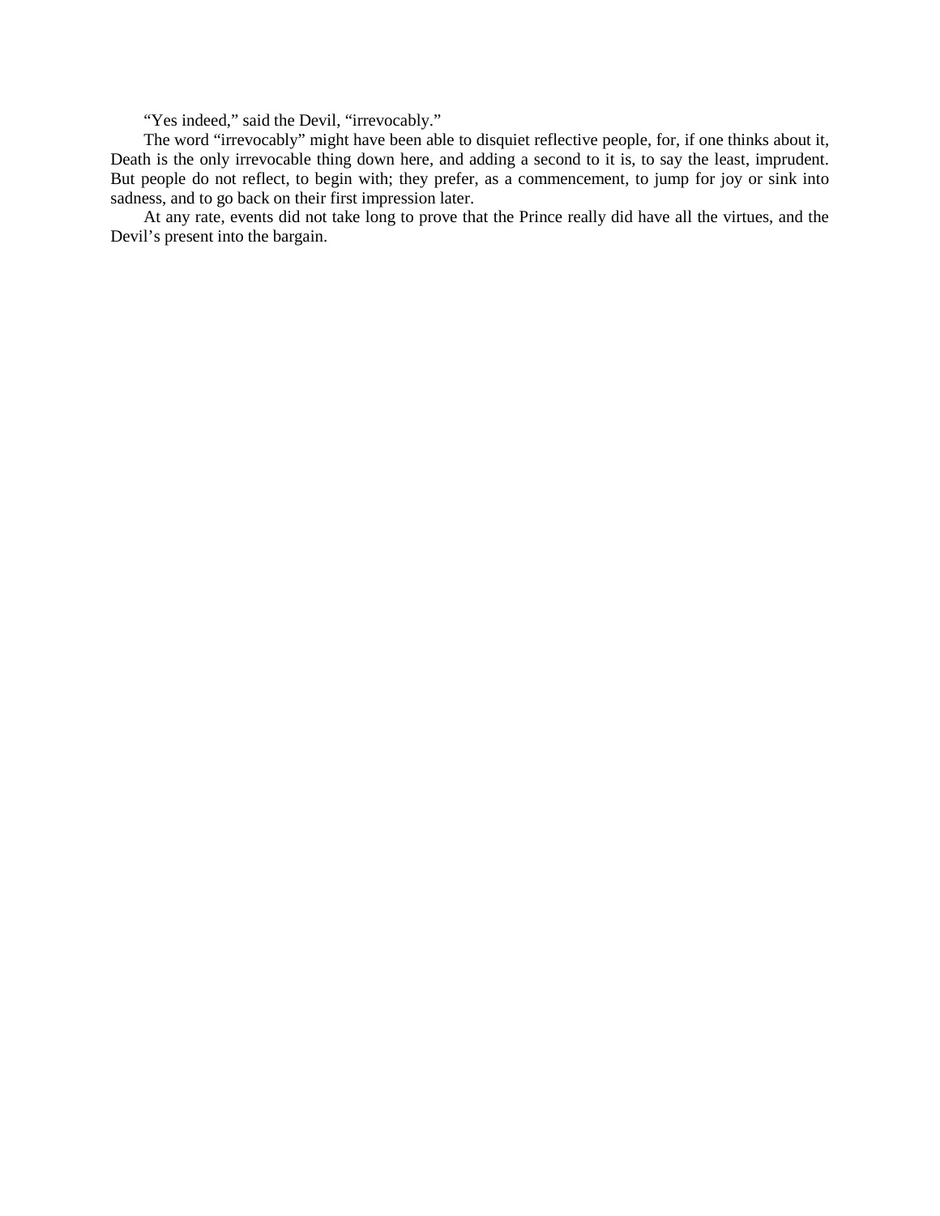"Yes indeed," said the Devil, "irrevocably."

The word "irrevocably" might have been able to disquiet reflective people, for, if one thinks about it, Death is the only irrevocable thing down here, and adding a second to it is, to say the least, imprudent. But people do not reflect, to begin with; they prefer, as a commencement, to jump for joy or sink into sadness, and to go back on their first impression later.

At any rate, events did not take long to prove that the Prince really did have all the virtues, and the Devil's present into the bargain.